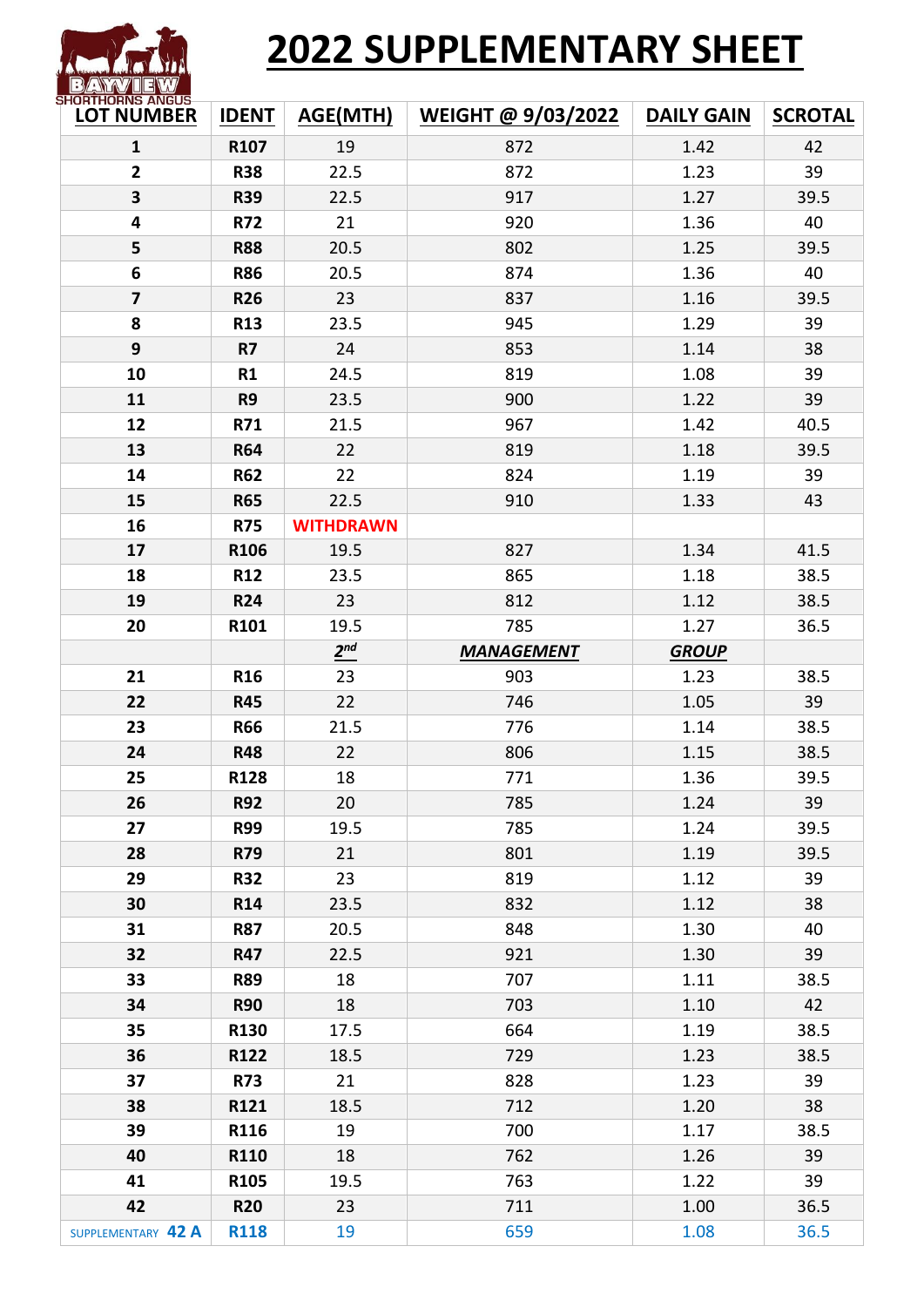BAYVIEW SHORTHORNS ANGUS

# 2022 SUPPLEMENTARY SHEET

| LOT NUMBER | IDENT | AGE(MTH) | WEIGHT @ 9/03/2022 | DAILY GAIN | SCROTAL |
|---|---|---|---|---|---|
| **1** | **R107** | 19 | 872 | 1.42 | 42 |
| **2** | **R38** | 22.5 | 872 | 1.23 | 39 |
| **3** | **R39** | 22.5 | 917 | 1.27 | 39.5 |
| **4** | **R72** | 21 | 920 | 1.36 | 40 |
| **5** | **R88** | 20.5 | 802 | 1.25 | 39.5 |
| **6** | **R86** | 20.5 | 874 | 1.36 | 40 |
| **7** | **R26** | 23 | 837 | 1.16 | 39.5 |
| **8** | **R13** | 23.5 | 945 | 1.29 | 39 |
| **9** | **R7** | 24 | 853 | 1.14 | 38 |
| **10** | **R1** | 24.5 | 819 | 1.08 | 39 |
| **11** | **R9** | 23.5 | 900 | 1.22 | 39 |
| **12** | **R71** | 21.5 | 967 | 1.42 | 40.5 |
| **13** | **R64** | 22 | 819 | 1.18 | 39.5 |
| **14** | **R62** | 22 | 824 | 1.19 | 39 |
| **15** | **R65** | 22.5 | 910 | 1.33 | 43 |
| **16** | **R75** | **WITHDRAWN** | | | |
| **17** | **R106** | 19.5 | 827 | 1.34 | 41.5 |
| **18** | **R12** | 23.5 | 865 | 1.18 | 38.5 |
| **19** | **R24** | 23 | 812 | 1.12 | 38.5 |
| **20** | **R101** | 19.5 | 785 | 1.27 | 36.5 |
| | | ***2nd*** | ***MANAGEMENT*** | ***GROUP*** | |
| **21** | **R16** | 23 | 903 | 1.23 | 38.5 |
| **22** | **R45** | 22 | 746 | 1.05 | 39 |
| **23** | **R66** | 21.5 | 776 | 1.14 | 38.5 |
| **24** | **R48** | 22 | 806 | 1.15 | 38.5 |
| **25** | **R128** | 18 | 771 | 1.36 | 39.5 |
| **26** | **R92** | 20 | 785 | 1.24 | 39 |
| **27** | **R99** | 19.5 | 785 | 1.24 | 39.5 |
| **28** | **R79** | 21 | 801 | 1.19 | 39.5 |
| **29** | **R32** | 23 | 819 | 1.12 | 39 |
| **30** | **R14** | 23.5 | 832 | 1.12 | 38 |
| **31** | **R87** | 20.5 | 848 | 1.30 | 40 |
| **32** | **R47** | 22.5 | 921 | 1.30 | 39 |
| **33** | **R89** | 18 | 707 | 1.11 | 38.5 |
| **34** | **R90** | 18 | 703 | 1.10 | 42 |
| **35** | **R130** | 17.5 | 664 | 1.19 | 38.5 |
| **36** | **R122** | 18.5 | 729 | 1.23 | 38.5 |
| **37** | **R73** | 21 | 828 | 1.23 | 39 |
| **38** | **R121** | 18.5 | 712 | 1.20 | 38 |
| **39** | **R116** | 19 | 700 | 1.17 | 38.5 |
| **40** | **R110** | 18 | 762 | 1.26 | 39 |
| **41** | **R105** | 19.5 | 763 | 1.22 | 39 |
| **42** | **R20** | 23 | 711 | 1.00 | 36.5 |
| SUPPLEMENTARY **42 A** | **R118** | 19 | 659 | 1.08 | 36.5 |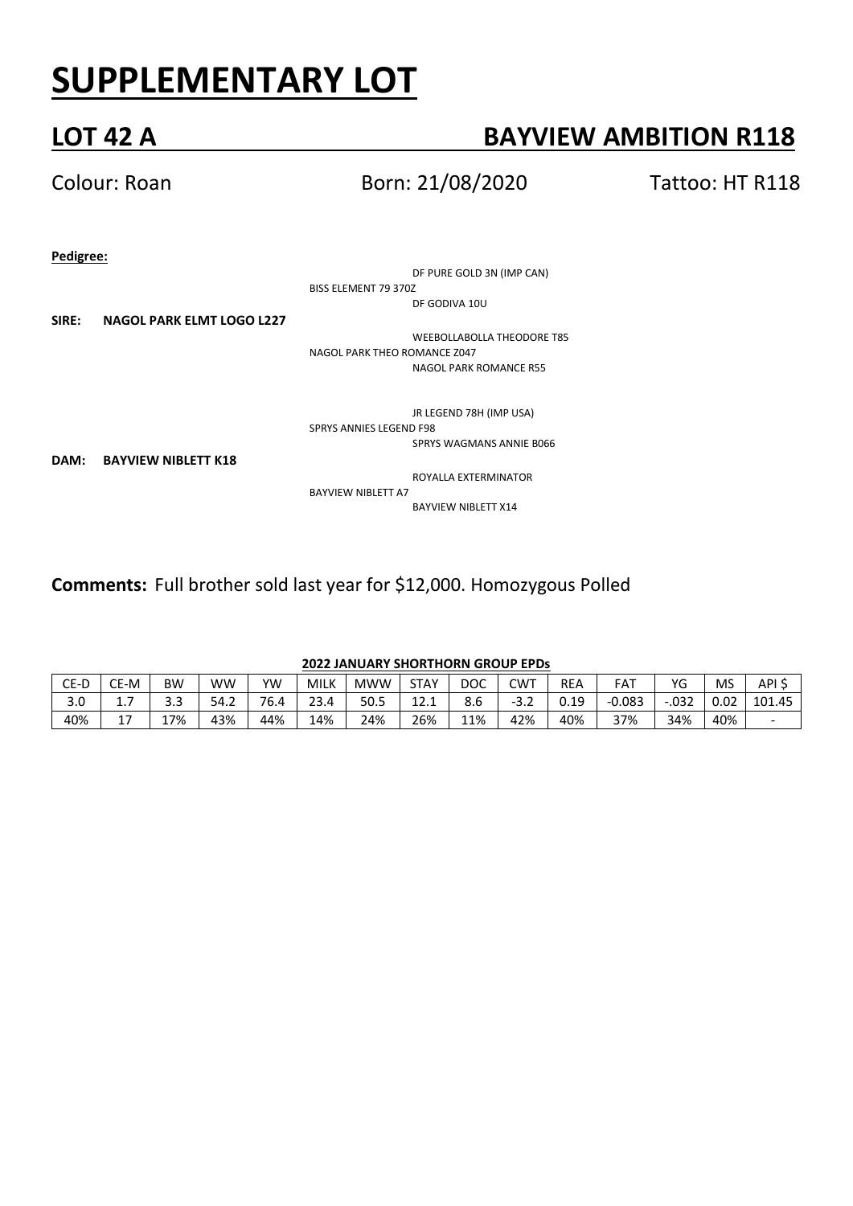# SUPPLEMENTARY LOT

## LOT 42 A — BAYVIEW AMBITION R118

Colour: Roan    Born: 21/08/2020    Tattoo: HT R118

**Pedigree:**

DF PURE GOLD 3N (IMP CAN)
BISS ELEMENT 79 370Z
DF GODIVA 10U

**SIRE: NAGOL PARK ELMT LOGO L227**

WEEBOLLABOLLA THEODORE T85
NAGOL PARK THEO ROMANCE Z047
NAGOL PARK ROMANCE R55

JR LEGEND 78H (IMP USA)
SPRYS ANNIES LEGEND F98
SPRYS WAGMANS ANNIE B066

**DAM: BAYVIEW NIBLETT K18**

ROYALLA EXTERMINATOR
BAYVIEW NIBLETT A7
BAYVIEW NIBLETT X14

**Comments:** Full brother sold last year for $12,000. Homozygous Polled

**2022 JANUARY SHORTHORN GROUP EPDs**

| CE-D | CE-M | BW | WW | YW | MILK | MWW | STAY | DOC | CWT | REA | FAT | YG | MS | API $ |
|---|---|---|---|---|---|---|---|---|---|---|---|---|---|---|
| 3.0 | 1.7 | 3.3 | 54.2 | 76.4 | 23.4 | 50.5 | 12.1 | 8.6 | -3.2 | 0.19 | -0.083 | -.032 | 0.02 | 101.45 |
| 40% | 17 | 17% | 43% | 44% | 14% | 24% | 26% | 11% | 42% | 40% | 37% | 34% | 40% | - |